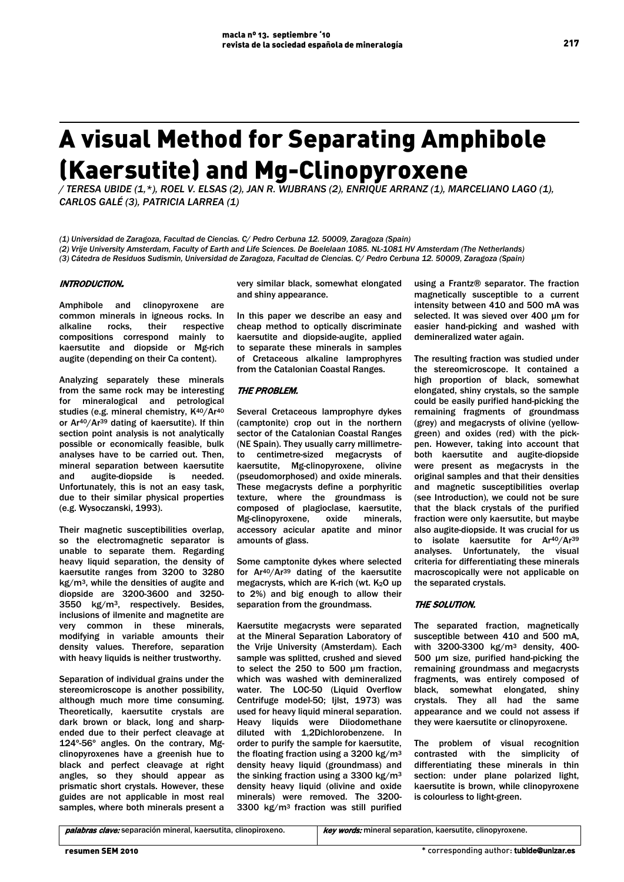# A visual Method for Separating Amphibole (Kaersutite) and Mg-Clinopyroxene

*/ TERESA UBIDE (1,*), ROEL V. ELSAS (2), JAN R. WIJBRANS (2), ENRIQUE ARRANZ (1), MARCELIANO LAGO (1), CARLOS GALÉ (3), PATRICIA LARREA (1)*

*(1) Universidad de Zaragoza, Facultad de Ciencias. C/ Pedro Cerbuna 12. 50009, Zaragoza (Spain)*
*(2) Vrije University Amsterdam, Faculty of Earth and Life Sciences. De Boelelaan 1085. NL-1081 HV Amsterdam (The Netherlands)*
*(3) Cátedra de Residuos Sudismin, Universidad de Zaragoza, Facultad de Ciencias. C/ Pedro Cerbuna 12. 50009, Zaragoza (Spain)*

## INTRODUCTION.

Amphibole and clinopyroxene are common minerals in igneous rocks. In alkaline rocks, their respective compositions correspond mainly to kaersutite and diopside or Mg-rich augite (depending on their Ca content).

Analyzing separately these minerals from the same rock may be interesting for mineralogical and petrological studies (e.g. mineral chemistry, $K^{40}/Ar^{40}$ or $Ar^{40}/Ar^{39}$ dating of kaersutite). If thin section point analysis is not analytically possible or economically feasible, bulk analyses have to be carried out. Then, mineral separation between kaersutite and augite-diopside is needed. Unfortunately, this is not an easy task, due to their similar physical properties (e.g. Wysoczanski, 1993).

Their magnetic susceptibilities overlap, so the electromagnetic separator is unable to separate them. Regarding heavy liquid separation, the density of kaersutite ranges from 3200 to 3280 kg/m$^3$, while the densities of augite and diopside are 3200-3600 and 3250-3550 kg/m$^3$, respectively. Besides, inclusions of ilmenite and magnetite are very common in these minerals, modifying in variable amounts their density values. Therefore, separation with heavy liquids is neither trustworthy.

Separation of individual grains under the stereomicroscope is another possibility, although much more time consuming. Theoretically, kaersutite crystals are dark brown or black, long and sharp-ended due to their perfect cleavage at 124°-56° angles. On the contrary, Mg-clinopyroxenes have a greenish hue to black and perfect cleavage at right angles, so they should appear as prismatic short crystals. However, these guides are not applicable in most real samples, where both minerals present a very similar black, somewhat elongated and shiny appearance.

In this paper we describe an easy and cheap method to optically discriminate kaersutite and diopside-augite, applied to separate these minerals in samples of Cretaceous alkaline lamprophyres from the Catalonian Coastal Ranges.

## THE PROBLEM.

Several Cretaceous lamprophyre dykes (camptonite) crop out in the northern sector of the Catalonian Coastal Ranges (NE Spain). They usually carry millimetre-to centimetre-sized megacrysts of kaersutite, Mg-clinopyroxene, olivine (pseudomorphosed) and oxide minerals. These megacrysts define a porphyritic texture, where the groundmass is composed of plagioclase, kaersutite, Mg-clinopyroxene, oxide minerals, accessory acicular apatite and minor amounts of glass.

Some camptonite dykes where selected for $Ar^{40}/Ar^{39}$ dating of the kaersutite megacrysts, which are K-rich (wt. $K_2O$ up to 2%) and big enough to allow their separation from the groundmass.

Kaersutite megacrysts were separated at the Mineral Separation Laboratory of the Vrije University (Amsterdam). Each sample was splitted, crushed and sieved to select the 250 to 500 µm fraction, which was washed with demineralized water. The LOC-50 (Liquid Overflow Centrifuge model-50; Ijlst, 1973) was used for heavy liquid mineral separation. Heavy liquids were Diiodomethane diluted with 1,2Dichlorobenzene. In order to purify the sample for kaersutite, the floating fraction using a 3200 kg/m$^3$ density heavy liquid (groundmass) and the sinking fraction using a 3300 kg/m$^3$ density heavy liquid (olivine and oxide minerals) were removed. The 3200-3300 kg/m$^3$ fraction was still purified using a Frantz® separator. The fraction magnetically susceptible to a current intensity between 410 and 500 mA was selected. It was sieved over 400 µm for easier hand-picking and washed with demineralized water again.

The resulting fraction was studied under the stereomicroscope. It contained a high proportion of black, somewhat elongated, shiny crystals, so the sample could be easily purified hand-picking the remaining fragments of groundmass (grey) and megacrysts of olivine (yellow-green) and oxides (red) with the pick-pen. However, taking into account that both kaersutite and augite-diopside were present as megacrysts in the original samples and that their densities and magnetic susceptibilities overlap (see Introduction), we could not be sure that the black crystals of the purified fraction were only kaersutite, but maybe also augite-diopside. It was crucial for us to isolate kaersutite for $Ar^{40}/Ar^{39}$ analyses. Unfortunately, the visual criteria for differentiating these minerals macroscopically were not applicable on the separated crystals.

## THE SOLUTION.

The separated fraction, magnetically susceptible between 410 and 500 mA, with 3200-3300 kg/m$^3$ density, 400-500 µm size, purified hand-picking the remaining groundmass and megacrysts fragments, was entirely composed of black, somewhat elongated, shiny crystals. They all had the same appearance and we could not assess if they were kaersutite or clinopyroxene.

The problem of visual recognition contrasted with the simplicity of differentiating these minerals in thin section: under plane polarized light, kaersutite is brown, while clinopyroxene is colourless to light-green.

*palabras clave:* separación mineral, kaersutita, clinopiroxeno.

*key words:* mineral separation, kaersutite, clinopyroxene.

* corresponding author: **tubide@unizar.es**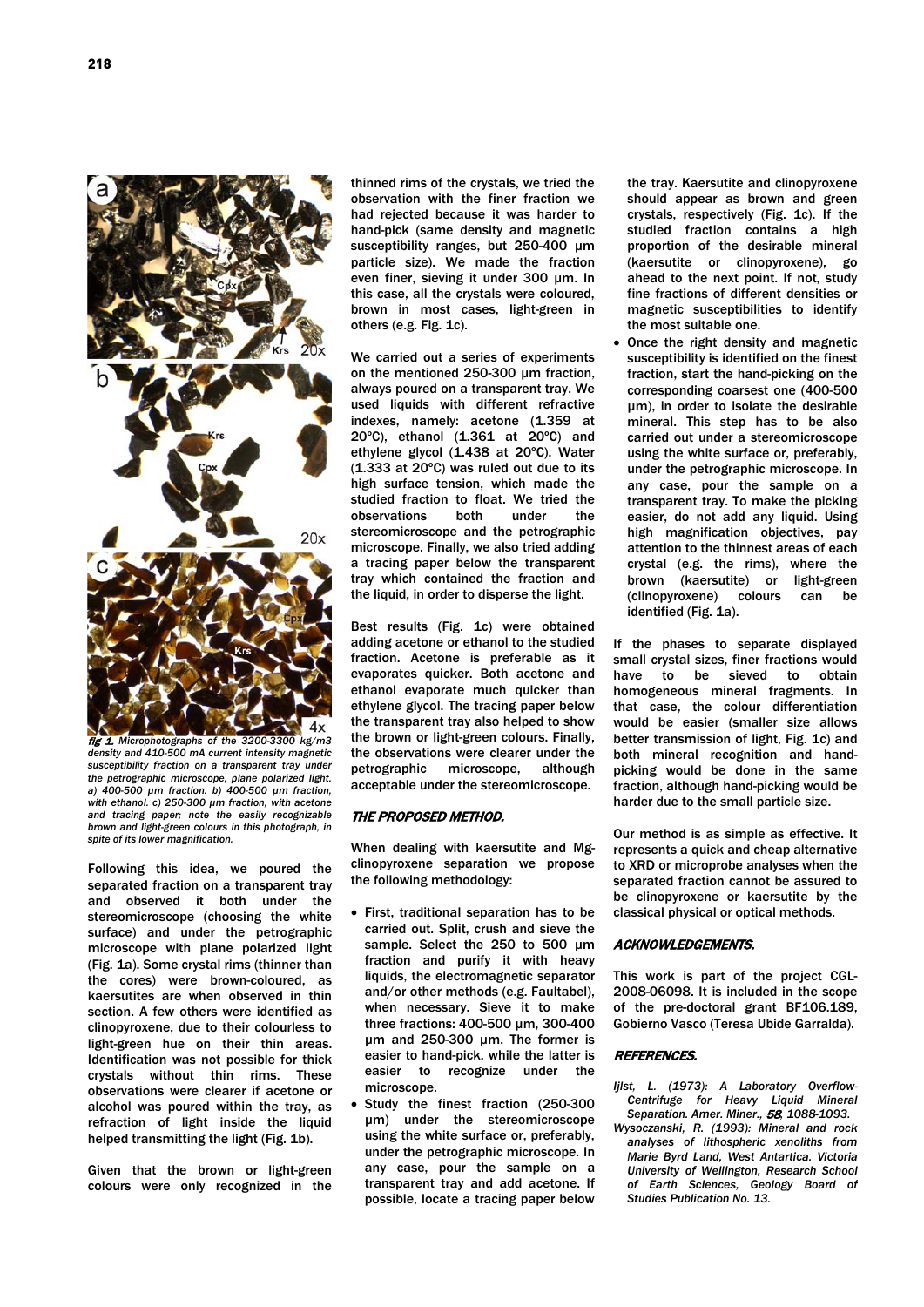*fig 1. Microphotographs of the 3200-3300 kg/m3 density and 410-500 mA current intensity magnetic susceptibility fraction on a transparent tray under the petrographic microscope, plane polarized light. a) 400-500 µm fraction. b) 400-500 µm fraction, with ethanol. c) 250-300 µm fraction, with acetone and tracing paper; note the easily recognizable brown and light-green colours in this photograph, in spite of its lower magnification.*

Following this idea, we poured the separated fraction on a transparent tray and observed it both under the stereomicroscope (choosing the white surface) and under the petrographic microscope with plane polarized light (Fig. 1a). Some crystal rims (thinner than the cores) were brown-coloured, as kaersutites are when observed in thin section. A few others were identified as clinopyroxene, due to their colourless to light-green hue on their thin areas. Identification was not possible for thick crystals without thin rims. These observations were clearer if acetone or alcohol was poured within the tray, as refraction of light inside the liquid helped transmitting the light (Fig. 1b).

Given that the brown or light-green colours were only recognized in the thinned rims of the crystals, we tried the observation with the finer fraction we had rejected because it was harder to hand-pick (same density and magnetic susceptibility ranges, but 250-400 µm particle size). We made the fraction even finer, sieving it under 300 µm. In this case, all the crystals were coloured, brown in most cases, light-green in others (e.g. Fig. 1c).

We carried out a series of experiments on the mentioned 250-300 µm fraction, always poured on a transparent tray. We used liquids with different refractive indexes, namely: acetone (1.359 at 20ºC), ethanol (1.361 at 20ºC) and ethylene glycol (1.438 at 20ºC). Water (1.333 at 20ºC) was ruled out due to its high surface tension, which made the studied fraction to float. We tried the observations both under the stereomicroscope and the petrographic microscope. Finally, we also tried adding a tracing paper below the transparent tray which contained the fraction and the liquid, in order to disperse the light.

Best results (Fig. 1c) were obtained adding acetone or ethanol to the studied fraction. Acetone is preferable as it evaporates quicker. Both acetone and ethanol evaporate much quicker than ethylene glycol. The tracing paper below the transparent tray also helped to show the brown or light-green colours. Finally, the observations were clearer under the petrographic microscope, although acceptable under the stereomicroscope.

### THE PROPOSED METHOD.

When dealing with kaersutite and Mg-clinopyroxene separation we propose the following methodology:

- First, traditional separation has to be carried out. Split, crush and sieve the sample. Select the 250 to 500 µm fraction and purify it with heavy liquids, the electromagnetic separator and/or other methods (e.g. Faultabel), when necessary. Sieve it to make three fractions: 400-500 µm, 300-400 µm and 250-300 µm. The former is easier to hand-pick, while the latter is easier to recognize under the microscope.
- Study the finest fraction (250-300 µm) under the stereomicroscope using the white surface or, preferably, under the petrographic microscope. In any case, pour the sample on a transparent tray and add acetone. If possible, locate a tracing paper below the tray. Kaersutite and clinopyroxene should appear as brown and green crystals, respectively (Fig. 1c). If the studied fraction contains a high proportion of the desirable mineral (kaersutite or clinopyroxene), go ahead to the next point. If not, study fine fractions of different densities or magnetic susceptibilities to identify the most suitable one.
- Once the right density and magnetic susceptibility is identified on the finest fraction, start the hand-picking on the corresponding coarsest one (400-500 µm), in order to isolate the desirable mineral. This step has to be also carried out under a stereomicroscope using the white surface or, preferably, under the petrographic microscope. In any case, pour the sample on a transparent tray. To make the picking easier, do not add any liquid. Using high magnification objectives, pay attention to the thinnest areas of each crystal (e.g. the rims), where the brown (kaersutite) or light-green (clinopyroxene) colours can be identified (Fig. 1a).

If the phases to separate displayed small crystal sizes, finer fractions would have to be sieved to obtain homogeneous mineral fragments. In that case, the colour differentiation would be easier (smaller size allows better transmission of light, Fig. 1c) and both mineral recognition and hand-picking would be done in the same fraction, although hand-picking would be harder due to the small particle size.

Our method is as simple as effective. It represents a quick and cheap alternative to XRD or microprobe analyses when the separated fraction cannot be assured to be clinopyroxene or kaersutite by the classical physical or optical methods.

### ACKNOWLEDGEMENTS.

This work is part of the project CGL-2008-06098. It is included in the scope of the pre-doctoral grant BF106.189, Gobierno Vasco (Teresa Ubide Garralda).

### REFERENCES.

*Ijlst, L. (1973): A Laboratory Overflow-Centrifuge for Heavy Liquid Mineral Separation. Amer. Miner., **58**, 1088-1093.*

*Wysoczanski, R. (1993): Mineral and rock analyses of lithospheric xenoliths from Marie Byrd Land, West Antartica. Victoria University of Wellington, Research School of Earth Sciences, Geology Board of Studies Publication No. 13.*